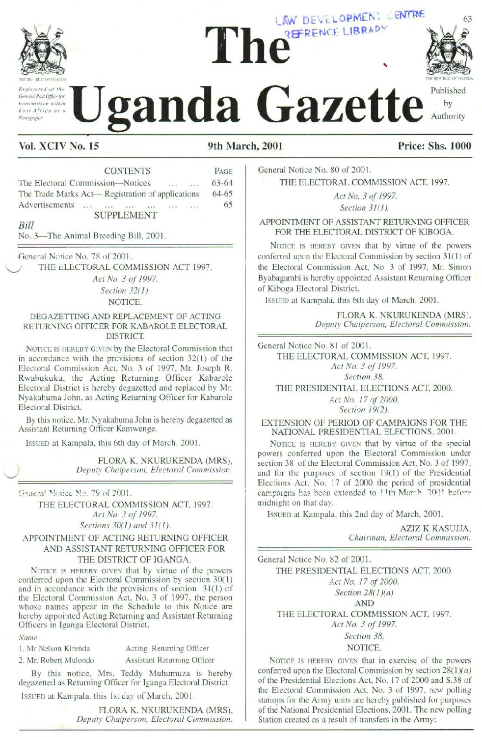# The Uganda Gazette

Registered at the General Post Office for transmission within East Africa as a Newspaper

Published by Authority

**Vol. XCIV No. 15** **9th March, 2001** **Price: Shs. 1000**

| CONTENTS | PAGE |
|---|---|
| The Electoral Commission—Notices ... ... | 63-64 |
| The Trade Marks Act— Registration of applications | 64-65 |
| Advertisements ... ... ... ... ... ... | 65 |

SUPPLEMENT

*Bill*

No. 3—The Animal Breeding Bill, 2001.

---

General Notice No. 78 of 2001.

THE ELECTORAL COMMISSION ACT 1997.

*Act No. 3 of 1997.*

*Section 32(1).*

NOTICE.

DEGAZETTING AND REPLACEMENT OF ACTING RETURNING OFFICER FOR KABAROLE ELECTORAL DISTRICT.

NOTICE IS HEREBY GIVEN by the Electoral Commission that in accordance with the provisions of section 32(1) of the Electoral Commission Act, No. 3 of 1997, Mr. Joseph R. Rwabukuku, the Acting Returning Officer Kabarole Electoral District is hereby degazetted and replaced by Mr. Nyakahuma John, as Acting Returning Officer for Kabarole Electoral District.

By this notice, Mr. Nyakahuma John is hereby degazetted as Assistant Returning Officer Kamwenge.

ISSUED at Kampala, this 6th day of March, 2001.

FLORA K. NKURUKENDA (MRS),
*Deputy Chaiperson, Electoral Commission.*

---

General Notice No. 79 of 2001.

THE ELECTORAL COMMISSION ACT, 1997.

*Act No. 3 of 1997.*

*Sections 30(1) and 31(1).*

APPOINTMENT OF ACTING RETURNING OFFICER AND ASSISTANT RETURNING OFFICER FOR THE DISTRICT OF IGANGA.

NOTICE IS HEREBY GIVEN that by virtue of the powers conferred upon the Electoral Commission by section 30(1) and in accordance with the provisions of section 31(1) of the Electoral Commission Act, No. 3 of 1997, the person whose names appear in the Schedule to this Notice are hereby appointed Acting Returning and Assistant Returning Officers in Iganga Electoral District.

| *Name* | |
|---|---|
| 1. Mr Nelson Kirenda | Acting Returning Officer |
| 2. Mr. Robert Mulondo | Assistant Returning Officer |

By this notice, Mrs. Teddy Muhumuza is hereby degazetted as Returning Officer for Iganga Electoral District.

ISSUED at Kampala, this 1st day of March, 2001.

FLORA K. NKURUKENDA (MRS),
*Deputy Chaiperson, Electoral Commission.*

---

General Notice No. 80 of 2001.

THE ELECTORAL COMMISSION ACT, 1997.

*Act No. 3 of 1997.*

*Section 31(1).*

APPOINTMENT OF ASSISTANT RETURNING OFFICER FOR THE ELECTORAL DISTRICT OF KIBOGA.

NOTICE IS HEREBY GIVEN that by virtue of the powers conferred upon the Electoral Commission by section 31(1) of the Electoral Commission Act, No. 3 of 1997, Mr. Simon Byabagambi is hereby appointed Assistant Returning Officer of Kiboga Electoral District.

ISSUED at Kampala, this 6th day of March, 2001.

FLORA K. NKURUKENDA (MRS),
*Deputy Chaiperson, Electoral Commission.*

---

General Notice No. 81 of 2001.

THE ELECTORAL COMMISSION ACT, 1997.

*Act No. 3 of 1997.*

*Section 38.*

THE PRESIDENTIAL ELECTIONS ACT, 2000.

*Act No. 17 of 2000.*

*Section 19(2).*

EXTENSION OF PERIOD OF CAMPAIGNS FOR THE NATIONAL PRESIDENTIAL ELECTIONS, 2001.

NOTICE IS HEREBY GIVEN that by virtue of the special powers conferred upon the Electoral Commission under section 38 of the Electoral Commission Act, No. 3 of 1997, and for the purposes of section 19(1) of the Presidential Elections Act, No. 17 of 2000 the period of presidential campaigns has been extended to 11th March, 2001 before midnight on that day.

ISSUED at Kampala, this 2nd day of March, 2001.

AZIZ K KASUJJA,
*Chairman, Electoral Commission.*

---

General Notice No. 82 of 2001.

THE PRESIDENTIAL ELECTIONS ACT, 2000.

*Act No. 17 of 2000.*

*Section 28(1)(a)*

AND

THE ELECTORAL COMMISSION ACT, 1997.

*Act No. 3 of 1997.*

*Section 38.*

NOTICE.

NOTICE IS HEREBY GIVEN that in exercise of the powers conferred upon the Electoral Commission by section 28(1)*(a)* of the Presidential Elections Act, No. 17 of 2000 and S.38 of the Electoral Commission Act, No. 3 of 1997, new polling stations for the Army units are hereby published for purposes of the National Presidential Elections, 2001. The new polling Station created as a result of transfers in the Army: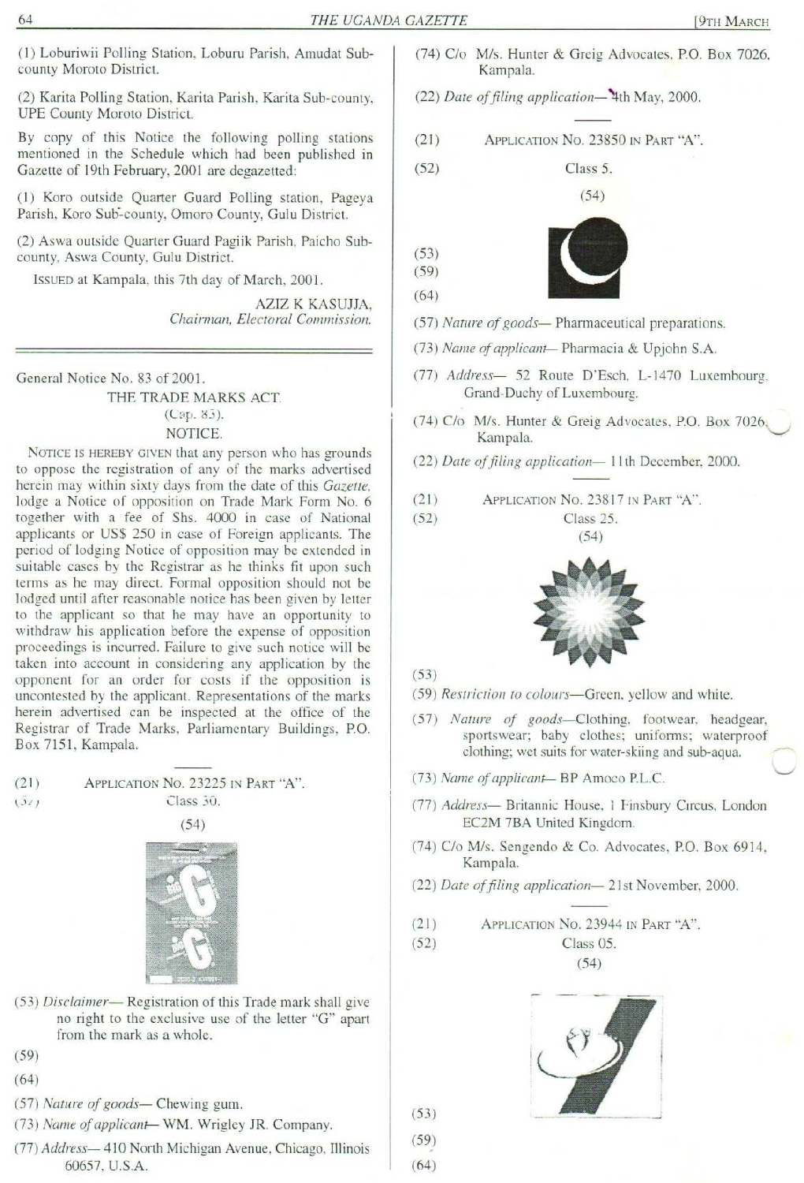(1) Loburiwii Polling Station, Loburu Parish, Amudat Sub-county Moroto District.

(2) Karita Polling Station, Karita Parish, Karita Sub-county, UPE County Moroto District.

By copy of this Notice the following polling stations mentioned in the Schedule which had been published in Gazette of 19th February, 2001 are degazetted:

(1) Koro outside Quarter Guard Polling station, Pageya Parish, Koro Sub-county, Omoro County, Gulu District.

(2) Aswa outside Quarter Guard Pagiik Parish, Paicho Sub-county, Aswa County, Gulu District.

ISSUED at Kampala, this 7th day of March, 2001.

AZIZ K KASUJJA,
*Chairman, Electoral Commission.*

---

General Notice No. 83 of 2001.

THE TRADE MARKS ACT.
(Cap. 83).
NOTICE.

NOTICE IS HEREBY GIVEN that any person who has grounds to oppose the registration of any of the marks advertised herein may within sixty days from the date of this *Gazette*, lodge a Notice of opposition on Trade Mark Form No. 6 together with a fee of Shs. 4000 in case of National applicants or US$ 250 in case of Foreign applicants. The period of lodging Notice of opposition may be extended in suitable cases by the Registrar as he thinks fit upon such terms as he may direct. Formal opposition should not be lodged until after reasonable notice has been given by letter to the applicant so that he may have an opportunity to withdraw his application before the expense of opposition proceedings is incurred. Failure to give such notice will be taken into account in considering any application by the opponent for an order for costs if the opposition is uncontested by the applicant. Representations of the marks herein advertised can be inspected at the office of the Registrar of Trade Marks, Parliamentary Buildings, P.O. Box 7151, Kampala.

---

(21) APPLICATION NO. 23225 IN PART "A".

(52) Class 30.

(54)

(53) *Disclaimer*— Registration of this Trade mark shall give no right to the exclusive use of the letter "G" apart from the mark as a whole.

(59)

(64)

(57) *Nature of goods*— Chewing gum.

(73) *Name of applicant*— WM. Wrigley JR. Company.

(77) *Address*— 410 North Michigan Avenue, Chicago, Illinois 60657, U.S.A.

(74) C/o M/s. Hunter & Greig Advocates, P.O. Box 7026, Kampala.

(22) *Date of filing application*— 4th May, 2000.

---

(21) APPLICATION NO. 23850 IN PART "A".

(52) Class 5.

(54)

(53)

(59)

(64)

(57) *Nature of goods*— Pharmaceutical preparations.

(73) *Name of applicant*— Pharmacia & Upjohn S.A.

(77) *Address*— 52 Route D'Esch, L-1470 Luxembourg, Grand-Duchy of Luxembourg.

(74) C/o M/s. Hunter & Greig Advocates, P.O. Box 7026, Kampala.

(22) *Date of filing application*— 11th December, 2000.

---

(21) APPLICATION NO. 23817 IN PART "A".

(52) Class 25.

(54)

(53)

(59) *Restriction to colours*—Green, yellow and white.

(57) *Nature of goods*—Clothing, footwear, headgear, sportswear; baby clothes; uniforms; waterproof clothing; wet suits for water-skiing and sub-aqua.

(73) *Name of applicant*— BP Amoco P.L.C.

(77) *Address*— Britannic House, 1 Finsbury Circus, London EC2M 7BA United Kingdom.

(74) C/o M/s. Sengendo & Co. Advocates, P.O. Box 6914, Kampala.

(22) *Date of filing application*— 21st November, 2000.

---

(21) APPLICATION NO. 23944 IN PART "A".

(52) Class 05.

(54)

(53)

(59)

(64)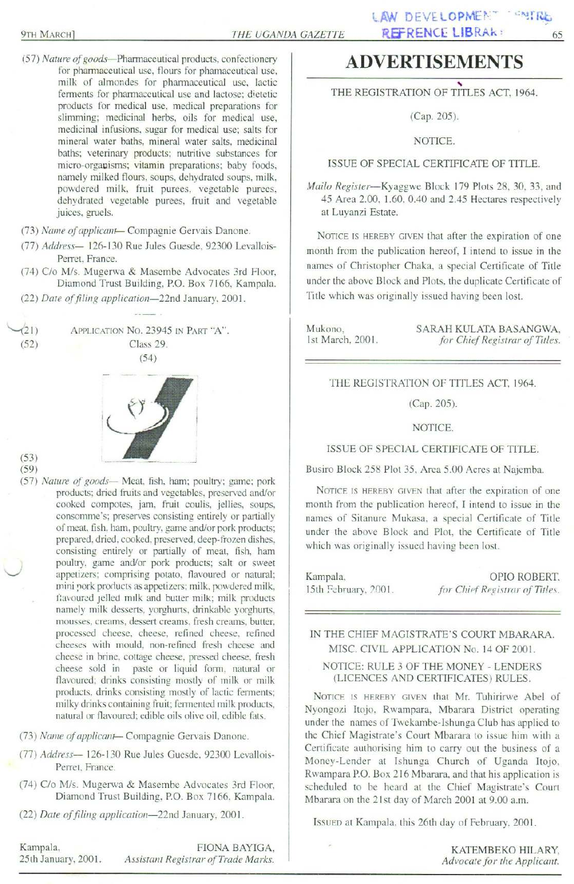(57) *Nature of goods*—Pharmaceutical products, confectionery for pharmaceutical use, flours for phamaceutical use, milk of almondes for pharmaceutical use, lactic ferments for pharmaceutical use and lactose; dietetic products for medical use, medical preparations for slimming; medicinal herbs, oils for medical use, medicinal infusions, sugar for medical use; salts for mineral water baths, mineral water salts, medicinal baths; veterinary products; nutritive substances for micro-organisms; vitamin preparations; baby foods, namely milked flours, soups, dehydrated soups, milk, powdered milk, fruit purees, vegetable purees, dehydrated vegetable purees, fruit and vegetable juices, gruels.

(73) *Name of applicant*— Compagnie Gervais Danone.

(77) *Address*— 126-130 Rue Jules Guesde, 92300 Levallois-Perret, France.

(74) C/o M/s. Mugerwa & Masembe Advocates 3rd Floor, Diamond Trust Building, P.O. Box 7166, Kampala.

(22) *Date of filing application*—22nd January, 2001.

---

(21) APPLICATION NO. 23945 IN PART "A".

(52) Class 29.

(54)

(53)

(59)

(57) *Nature of goods*— Meat, fish, ham; poultry; game; pork products; dried fruits and vegetables, preserved and/or cooked compotes, jam, fruit coulis, jellies, soups, consomme's; preserves consisting entirely or partially of meat, fish, ham, poultry, game and/or pork products; prepared, dried, cooked, preserved, deep-frozen dishes, consisting entirely or partially of meat, fish, ham poultry, game and/or pork products; salt or sweet appetizers; comprising potato, flavoured or natural; mini pork products as appetizers; milk, powdered milk, flavoured jelled milk and butter milk; milk products namely milk desserts, yorghurts, drinkable yorghurts, mousses, creams, dessert creams, fresh creams, butter, processed cheese, cheese, refined cheese, refined cheeses with mould, non-refined fresh cheese and cheese in brine, cottage cheese, pressed cheese, fresh cheese sold in paste or liquid form, natural or flavoured; drinks consisting mostly of milk or milk products, drinks consisting mostly of lactic ferments; milky drinks containing fruit; fermented milk products, natural or flavoured; edible oils olive oil, edible fats.

(73) *Name of applicant*— Compagnie Gervais Danone.

(77) *Address*— 126-130 Rue Jules Guesde, 92300 Levallois-Perret, France.

(74) C/o M/s. Mugerwa & Masembe Advocates 3rd Floor, Diamond Trust Building, P.O. Box 7166, Kampala.

(22) *Date of filing application*—22nd January, 2001.

Kampala, 25th January, 2001.

FIONA BAYIGA,
*Assistant Registrar of Trade Marks.*

# ADVERTISEMENTS

THE REGISTRATION OF TITLES ACT, 1964.

(Cap. 205).

NOTICE.

ISSUE OF SPECIAL CERTIFICATE OF TITLE.

*Mailo Register*—Kyaggwe Block 179 Plots 28, 30, 33, and 45 Area 2.00, 1.60, 0.40 and 2.45 Hectares respectively at Luyanzi Estate.

NOTICE IS HEREBY GIVEN that after the expiration of one month from the publication hereof, I intend to issue in the names of Christopher Chaka, a special Certificate of Title under the above Block and Plots, the duplicate Certificate of Title which was originally issued having been lost.

Mukono, 1st March, 2001.

SARAH KULATA BASANGWA,
*for Chief Registrar of Titles.*

---

THE REGISTRATION OF TITLES ACT, 1964.

(Cap. 205).

NOTICE.

ISSUE OF SPECIAL CERTIFICATE OF TITLE.

Busiro Block 258 Plot 35, Area 5.00 Acres at Najemba.

NOTICE IS HEREBY GIVEN that after the expiration of one month from the publication hereof, I intend to issue in the names of Sitanure Mukasa, a special Certificate of Title under the above Block and Plot, the Certificate of Title which was originally issued having been lost.

Kampala, 15th February, 2001.

OPIO ROBERT,
*for Chief Registrar of Titles.*

---

IN THE CHIEF MAGISTRATE'S COURT MBARARA.

MISC. CIVIL APPLICATION No. 14 OF 2001.

NOTICE: RULE 3 OF THE MONEY - LENDERS (LICENCES AND CERTIFICATES) RULES.

NOTICE IS HEREBY GIVEN that Mr. Tuhirirwe Abel of Nyongozi Itojo, Rwampara, Mbarara District operating under the names of Twekambe-Ishunga Club has applied to the Chief Magistrate's Court Mbarara to issue him with a Certificate authorising him to carry out the business of a Money-Lender at Ishunga Church of Uganda Itojo, Rwampara P.O. Box 216 Mbarara, and that his application is scheduled to be heard at the Chief Magistrate's Court Mbarara on the 21st day of March 2001 at 9.00 a.m.

ISSUED at Kampala, this 26th day of February, 2001.

KATEMBEKO HILARY,
*Advocate for the Applicant.*